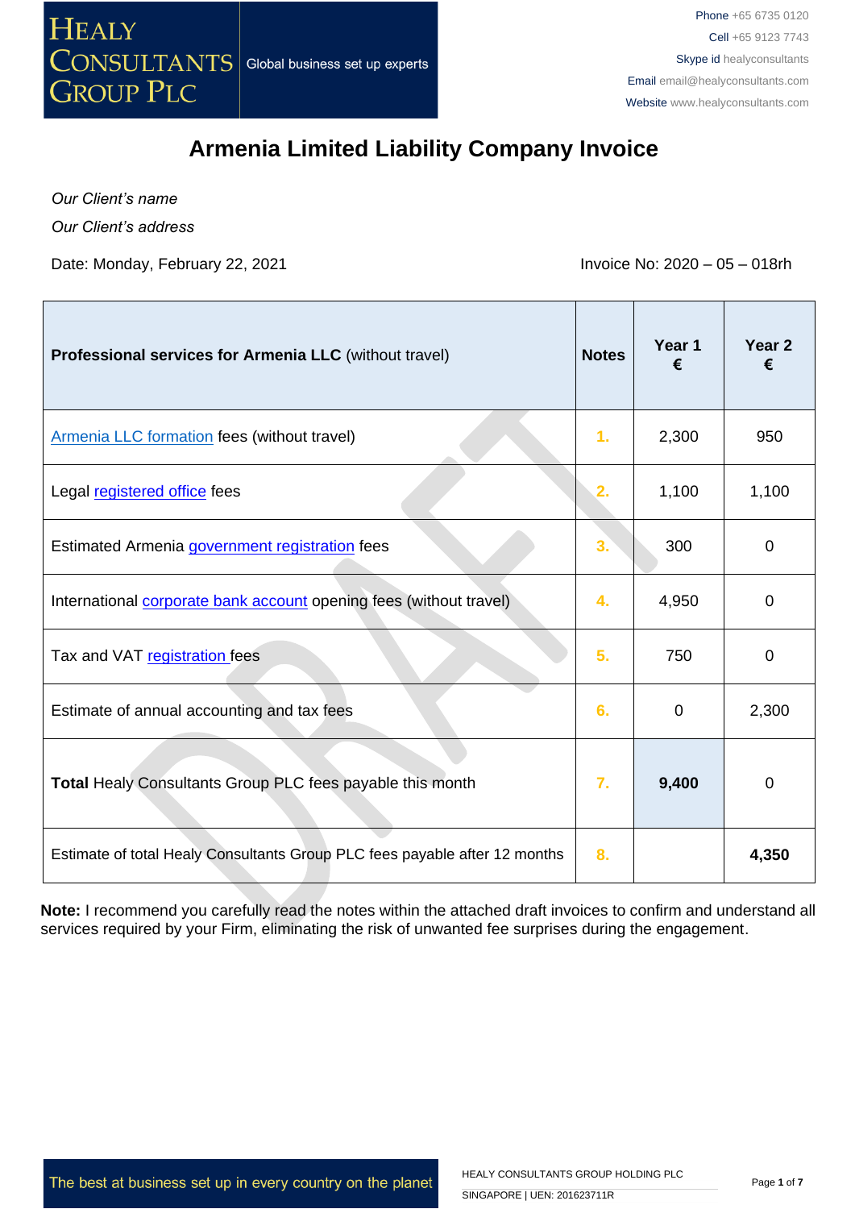Healy Consultants Group PLC — Global business set up experts

Phone +65 6735 0120
Cell +65 9123 7743
Skype id healyconsultants
Email email@healyconsultants.com
Website www.healyconsultants.com

# Armenia Limited Liability Company Invoice

*Our Client's name*

*Our Client's address*

Date: Monday, February 22, 2021

Invoice No: 2020 – 05 – 018rh

| **Professional services for Armenia LLC** (without travel) | **Notes** | **Year 1 €** | **Year 2 €** |
|---|---|---|---|
| Armenia LLC formation fees (without travel) | 1. | 2,300 | 950 |
| Legal registered office fees | 2. | 1,100 | 1,100 |
| Estimated Armenia government registration fees | 3. | 300 | 0 |
| International corporate bank account opening fees (without travel) | 4. | 4,950 | 0 |
| Tax and VAT registration fees | 5. | 750 | 0 |
| Estimate of annual accounting and tax fees | 6. | 0 | 2,300 |
| **Total** Healy Consultants Group PLC fees payable this month | 7. | **9,400** | 0 |
| Estimate of total Healy Consultants Group PLC fees payable after 12 months | 8. | | **4,350** |

**Note:** I recommend you carefully read the notes within the attached draft invoices to confirm and understand all services required by your Firm, eliminating the risk of unwanted fee surprises during the engagement.

The best at business set up in every country on the planet

HEALY CONSULTANTS GROUP HOLDING PLC
SINGAPORE | UEN: 201623711R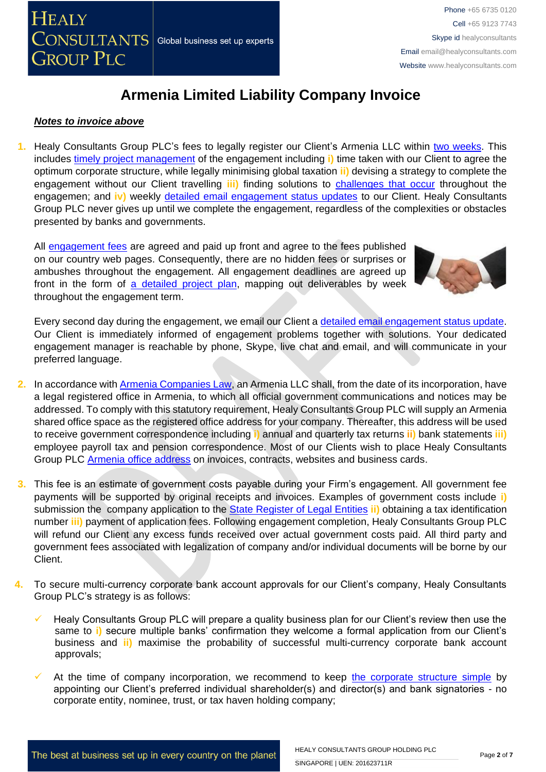# Armenia Limited Liability Company Invoice

***Notes to invoice above***

1. Healy Consultants Group PLC's fees to legally register our Client's Armenia LLC within two weeks. This includes timely project management of the engagement including **i)** time taken with our Client to agree the optimum corporate structure, while legally minimising global taxation **ii)** devising a strategy to complete the engagement without our Client travelling **iii)** finding solutions to challenges that occur throughout the engagemen; and **iv)** weekly detailed email engagement status updates to our Client. Healy Consultants Group PLC never gives up until we complete the engagement, regardless of the complexities or obstacles presented by banks and governments.

   All engagement fees are agreed and paid up front and agree to the fees published on our country web pages. Consequently, there are no hidden fees or surprises or ambushes throughout the engagement. All engagement deadlines are agreed up front in the form of a detailed project plan, mapping out deliverables by week throughout the engagement term.

   Every second day during the engagement, we email our Client a detailed email engagement status update. Our Client is immediately informed of engagement problems together with solutions. Your dedicated engagement manager is reachable by phone, Skype, live chat and email, and will communicate in your preferred language.

2. In accordance with Armenia Companies Law, an Armenia LLC shall, from the date of its incorporation, have a legal registered office in Armenia, to which all official government communications and notices may be addressed. To comply with this statutory requirement, Healy Consultants Group PLC will supply an Armenia shared office space as the registered office address for your company. Thereafter, this address will be used to receive government correspondence including **i)** annual and quarterly tax returns **ii)** bank statements **iii)** employee payroll tax and pension correspondence. Most of our Clients wish to place Healy Consultants Group PLC Armenia office address on invoices, contracts, websites and business cards.

3. This fee is an estimate of government costs payable during your Firm's engagement. All government fee payments will be supported by original receipts and invoices. Examples of government costs include **i)** submission the company application to the State Register of Legal Entities **ii)** obtaining a tax identification number **iii)** payment of application fees. Following engagement completion, Healy Consultants Group PLC will refund our Client any excess funds received over actual government costs paid. All third party and government fees associated with legalization of company and/or individual documents will be borne by our Client.

4. To secure multi-currency corporate bank account approvals for our Client's company, Healy Consultants Group PLC's strategy is as follows:

   - ✓ Healy Consultants Group PLC will prepare a quality business plan for our Client's review then use the same to **i)** secure multiple banks' confirmation they welcome a formal application from our Client's business and **ii)** maximise the probability of successful multi-currency corporate bank account approvals;

   - ✓ At the time of company incorporation, we recommend to keep the corporate structure simple by appointing our Client's preferred individual shareholder(s) and director(s) and bank signatories - no corporate entity, nominee, trust, or tax haven holding company;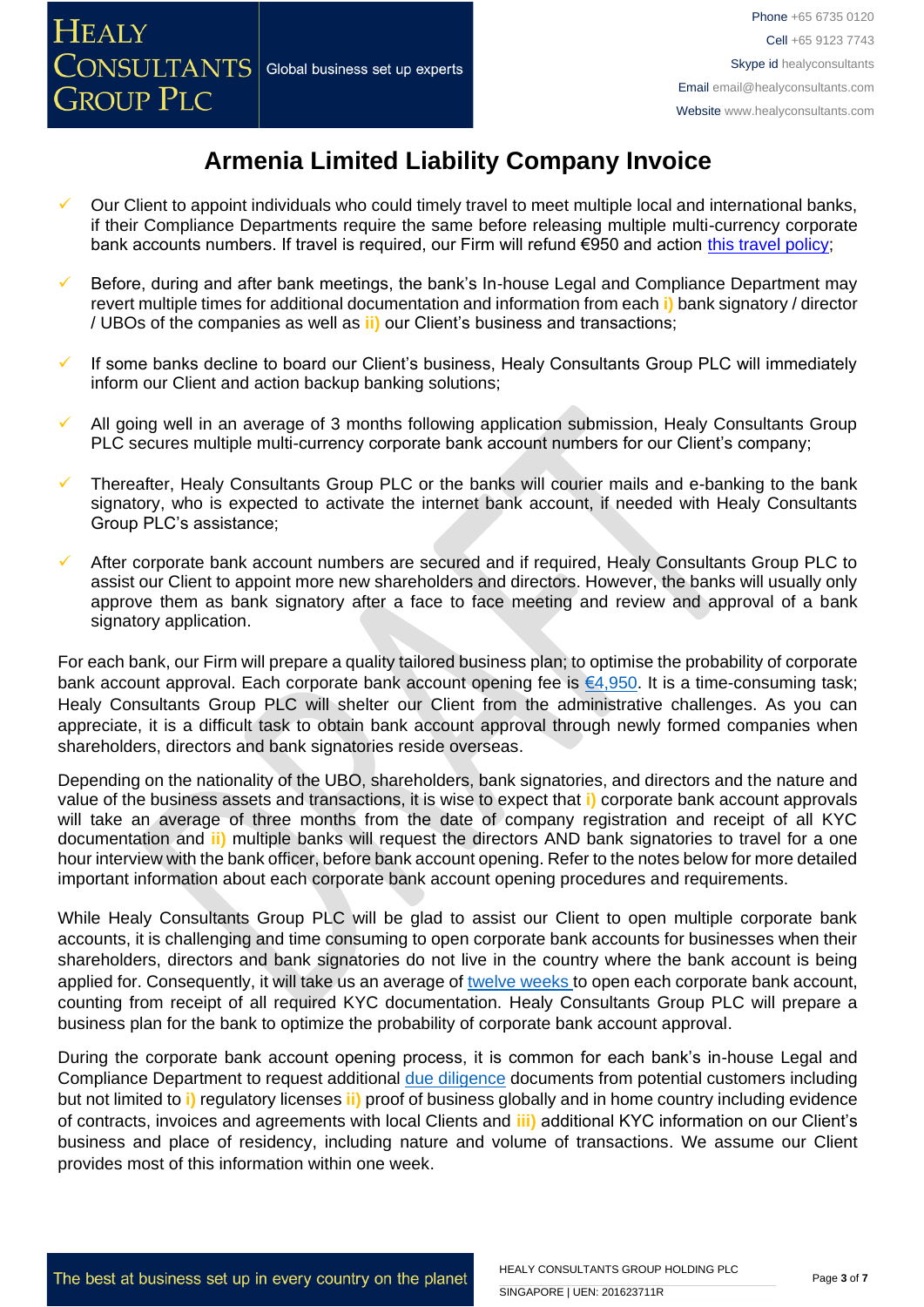# Armenia Limited Liability Company Invoice

- Our Client to appoint individuals who could timely travel to meet multiple local and international banks, if their Compliance Departments require the same before releasing multiple multi-currency corporate bank accounts numbers. If travel is required, our Firm will refund €950 and action this travel policy;
- Before, during and after bank meetings, the bank's In-house Legal and Compliance Department may revert multiple times for additional documentation and information from each i) bank signatory / director / UBOs of the companies as well as ii) our Client's business and transactions;
- If some banks decline to board our Client's business, Healy Consultants Group PLC will immediately inform our Client and action backup banking solutions;
- All going well in an average of 3 months following application submission, Healy Consultants Group PLC secures multiple multi-currency corporate bank account numbers for our Client's company;
- Thereafter, Healy Consultants Group PLC or the banks will courier mails and e-banking to the bank signatory, who is expected to activate the internet bank account, if needed with Healy Consultants Group PLC's assistance;
- After corporate bank account numbers are secured and if required, Healy Consultants Group PLC to assist our Client to appoint more new shareholders and directors. However, the banks will usually only approve them as bank signatory after a face to face meeting and review and approval of a bank signatory application.

For each bank, our Firm will prepare a quality tailored business plan; to optimise the probability of corporate bank account approval. Each corporate bank account opening fee is €4,950. It is a time-consuming task; Healy Consultants Group PLC will shelter our Client from the administrative challenges. As you can appreciate, it is a difficult task to obtain bank account approval through newly formed companies when shareholders, directors and bank signatories reside overseas.

Depending on the nationality of the UBO, shareholders, bank signatories, and directors and the nature and value of the business assets and transactions, it is wise to expect that i) corporate bank account approvals will take an average of three months from the date of company registration and receipt of all KYC documentation and ii) multiple banks will request the directors AND bank signatories to travel for a one hour interview with the bank officer, before bank account opening. Refer to the notes below for more detailed important information about each corporate bank account opening procedures and requirements.

While Healy Consultants Group PLC will be glad to assist our Client to open multiple corporate bank accounts, it is challenging and time consuming to open corporate bank accounts for businesses when their shareholders, directors and bank signatories do not live in the country where the bank account is being applied for. Consequently, it will take us an average of twelve weeks to open each corporate bank account, counting from receipt of all required KYC documentation. Healy Consultants Group PLC will prepare a business plan for the bank to optimize the probability of corporate bank account approval.

During the corporate bank account opening process, it is common for each bank's in-house Legal and Compliance Department to request additional due diligence documents from potential customers including but not limited to i) regulatory licenses ii) proof of business globally and in home country including evidence of contracts, invoices and agreements with local Clients and iii) additional KYC information on our Client's business and place of residency, including nature and volume of transactions. We assume our Client provides most of this information within one week.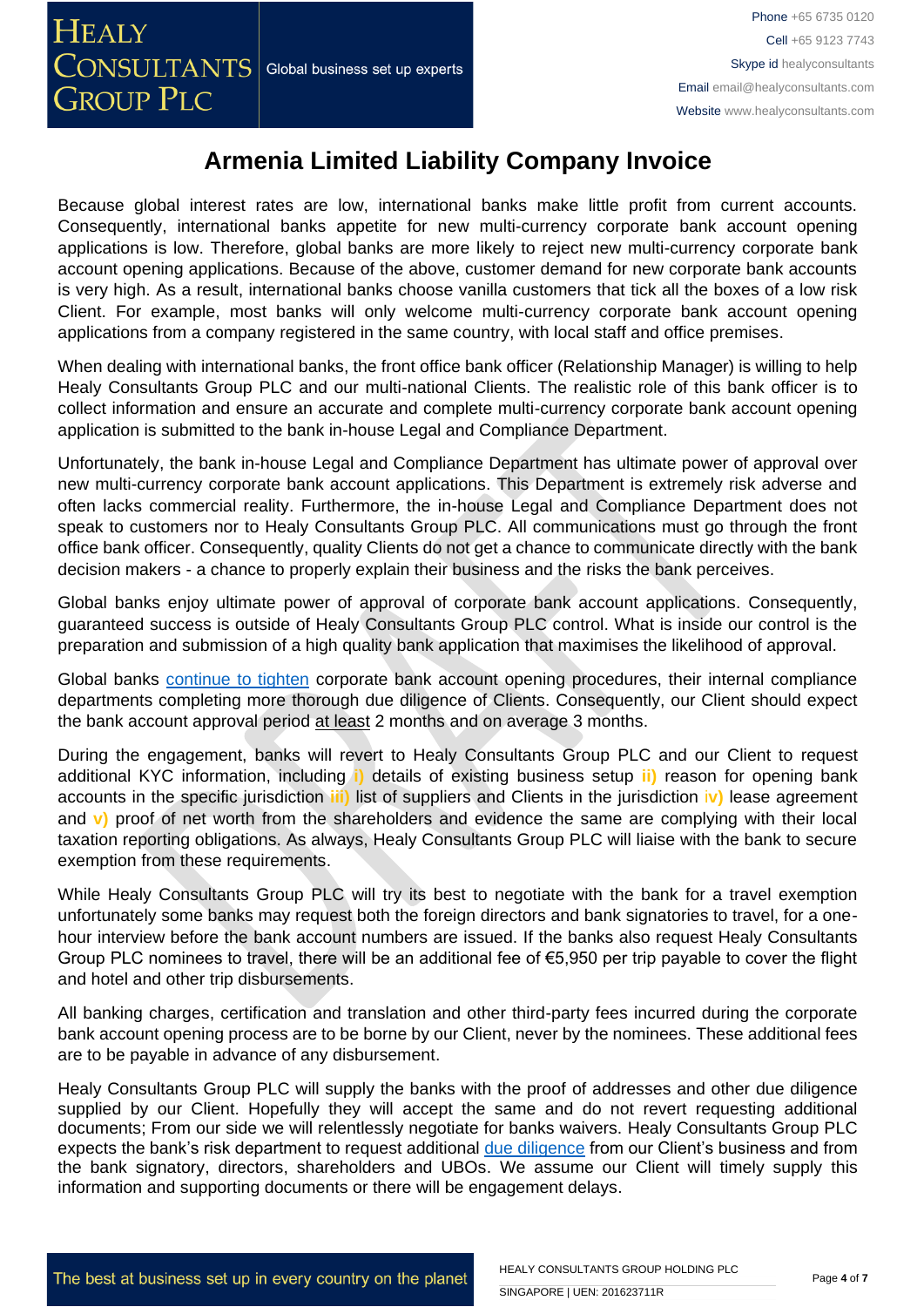# Armenia Limited Liability Company Invoice

Because global interest rates are low, international banks make little profit from current accounts. Consequently, international banks appetite for new multi-currency corporate bank account opening applications is low. Therefore, global banks are more likely to reject new multi-currency corporate bank account opening applications. Because of the above, customer demand for new corporate bank accounts is very high. As a result, international banks choose vanilla customers that tick all the boxes of a low risk Client. For example, most banks will only welcome multi-currency corporate bank account opening applications from a company registered in the same country, with local staff and office premises.

When dealing with international banks, the front office bank officer (Relationship Manager) is willing to help Healy Consultants Group PLC and our multi-national Clients. The realistic role of this bank officer is to collect information and ensure an accurate and complete multi-currency corporate bank account opening application is submitted to the bank in-house Legal and Compliance Department.

Unfortunately, the bank in-house Legal and Compliance Department has ultimate power of approval over new multi-currency corporate bank account applications. This Department is extremely risk adverse and often lacks commercial reality. Furthermore, the in-house Legal and Compliance Department does not speak to customers nor to Healy Consultants Group PLC. All communications must go through the front office bank officer. Consequently, quality Clients do not get a chance to communicate directly with the bank decision makers - a chance to properly explain their business and the risks the bank perceives.

Global banks enjoy ultimate power of approval of corporate bank account applications. Consequently, guaranteed success is outside of Healy Consultants Group PLC control. What is inside our control is the preparation and submission of a high quality bank application that maximises the likelihood of approval.

Global banks continue to tighten corporate bank account opening procedures, their internal compliance departments completing more thorough due diligence of Clients. Consequently, our Client should expect the bank account approval period at least 2 months and on average 3 months.

During the engagement, banks will revert to Healy Consultants Group PLC and our Client to request additional KYC information, including **i)** details of existing business setup **ii)** reason for opening bank accounts in the specific jurisdiction **iii)** list of suppliers and Clients in the jurisdiction **iv)** lease agreement and **v)** proof of net worth from the shareholders and evidence the same are complying with their local taxation reporting obligations. As always, Healy Consultants Group PLC will liaise with the bank to secure exemption from these requirements.

While Healy Consultants Group PLC will try its best to negotiate with the bank for a travel exemption unfortunately some banks may request both the foreign directors and bank signatories to travel, for a one-hour interview before the bank account numbers are issued. If the banks also request Healy Consultants Group PLC nominees to travel, there will be an additional fee of €5,950 per trip payable to cover the flight and hotel and other trip disbursements.

All banking charges, certification and translation and other third-party fees incurred during the corporate bank account opening process are to be borne by our Client, never by the nominees. These additional fees are to be payable in advance of any disbursement.

Healy Consultants Group PLC will supply the banks with the proof of addresses and other due diligence supplied by our Client. Hopefully they will accept the same and do not revert requesting additional documents; From our side we will relentlessly negotiate for banks waivers. Healy Consultants Group PLC expects the bank's risk department to request additional due diligence from our Client's business and from the bank signatory, directors, shareholders and UBOs. We assume our Client will timely supply this information and supporting documents or there will be engagement delays.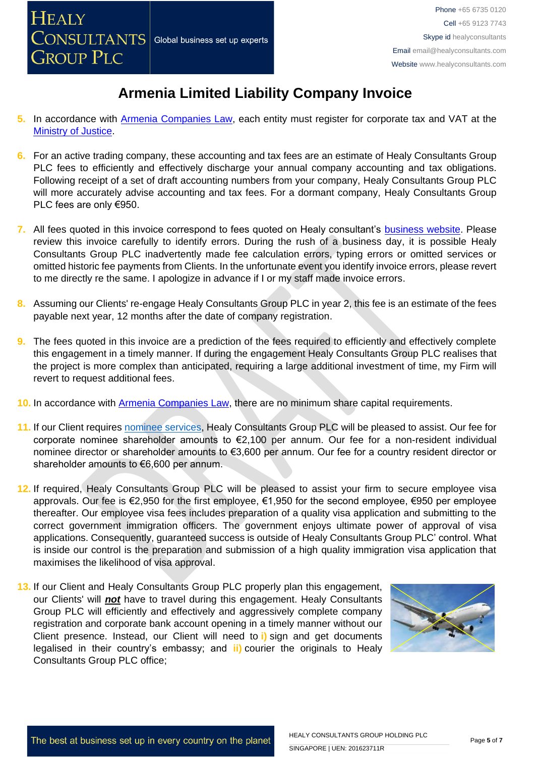# Armenia Limited Liability Company Invoice

5. In accordance with Armenia Companies Law, each entity must register for corporate tax and VAT at the Ministry of Justice.

6. For an active trading company, these accounting and tax fees are an estimate of Healy Consultants Group PLC fees to efficiently and effectively discharge your annual company accounting and tax obligations. Following receipt of a set of draft accounting numbers from your company, Healy Consultants Group PLC will more accurately advise accounting and tax fees. For a dormant company, Healy Consultants Group PLC fees are only €950.

7. All fees quoted in this invoice correspond to fees quoted on Healy consultant's business website. Please review this invoice carefully to identify errors. During the rush of a business day, it is possible Healy Consultants Group PLC inadvertently made fee calculation errors, typing errors or omitted services or omitted historic fee payments from Clients. In the unfortunate event you identify invoice errors, please revert to me directly re the same. I apologize in advance if I or my staff made invoice errors.

8. Assuming our Clients' re-engage Healy Consultants Group PLC in year 2, this fee is an estimate of the fees payable next year, 12 months after the date of company registration.

9. The fees quoted in this invoice are a prediction of the fees required to efficiently and effectively complete this engagement in a timely manner. If during the engagement Healy Consultants Group PLC realises that the project is more complex than anticipated, requiring a large additional investment of time, my Firm will revert to request additional fees.

10. In accordance with Armenia Companies Law, there are no minimum share capital requirements.

11. If our Client requires nominee services, Healy Consultants Group PLC will be pleased to assist. Our fee for corporate nominee shareholder amounts to €2,100 per annum. Our fee for a non-resident individual nominee director or shareholder amounts to €3,600 per annum. Our fee for a country resident director or shareholder amounts to €6,600 per annum.

12. If required, Healy Consultants Group PLC will be pleased to assist your firm to secure employee visa approvals. Our fee is €2,950 for the first employee, €1,950 for the second employee, €950 per employee thereafter. Our employee visa fees includes preparation of a quality visa application and submitting to the correct government immigration officers. The government enjoys ultimate power of approval of visa applications. Consequently, guaranteed success is outside of Healy Consultants Group PLC' control. What is inside our control is the preparation and submission of a high quality immigration visa application that maximises the likelihood of visa approval.

13. If our Client and Healy Consultants Group PLC properly plan this engagement, our Clients' will ***not*** have to travel during this engagement. Healy Consultants Group PLC will efficiently and effectively and aggressively complete company registration and corporate bank account opening in a timely manner without our Client presence. Instead, our Client will need to **i)** sign and get documents legalised in their country's embassy; and **ii)** courier the originals to Healy Consultants Group PLC office;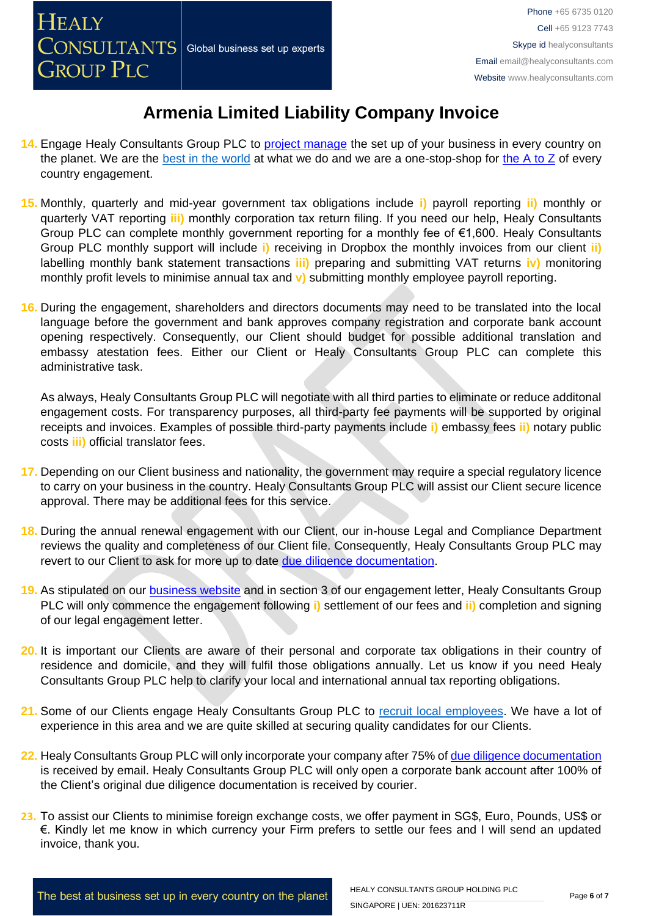# Armenia Limited Liability Company Invoice

14. Engage Healy Consultants Group PLC to project manage the set up of your business in every country on the planet. We are the best in the world at what we do and we are a one-stop-shop for the A to Z of every country engagement.

15. Monthly, quarterly and mid-year government tax obligations include **i)** payroll reporting **ii)** monthly or quarterly VAT reporting **iii)** monthly corporation tax return filing. If you need our help, Healy Consultants Group PLC can complete monthly government reporting for a monthly fee of €1,600. Healy Consultants Group PLC monthly support will include **i)** receiving in Dropbox the monthly invoices from our client **ii)** labelling monthly bank statement transactions **iii)** preparing and submitting VAT returns **iv)** monitoring monthly profit levels to minimise annual tax and **v)** submitting monthly employee payroll reporting.

16. During the engagement, shareholders and directors documents may need to be translated into the local language before the government and bank approves company registration and corporate bank account opening respectively. Consequently, our Client should budget for possible additional translation and embassy atestation fees. Either our Client or Healy Consultants Group PLC can complete this administrative task.

    As always, Healy Consultants Group PLC will negotiate with all third parties to eliminate or reduce additonal engagement costs. For transparency purposes, all third-party fee payments will be supported by original receipts and invoices. Examples of possible third-party payments include **i)** embassy fees **ii)** notary public costs **iii)** official translator fees.

17. Depending on our Client business and nationality, the government may require a special regulatory licence to carry on your business in the country. Healy Consultants Group PLC will assist our Client secure licence approval. There may be additional fees for this service.

18. During the annual renewal engagement with our Client, our in-house Legal and Compliance Department reviews the quality and completeness of our Client file. Consequently, Healy Consultants Group PLC may revert to our Client to ask for more up to date due diligence documentation.

19. As stipulated on our business website and in section 3 of our engagement letter, Healy Consultants Group PLC will only commence the engagement following **i)** settlement of our fees and **ii)** completion and signing of our legal engagement letter.

20. It is important our Clients are aware of their personal and corporate tax obligations in their country of residence and domicile, and they will fulfil those obligations annually. Let us know if you need Healy Consultants Group PLC help to clarify your local and international annual tax reporting obligations.

21. Some of our Clients engage Healy Consultants Group PLC to recruit local employees. We have a lot of experience in this area and we are quite skilled at securing quality candidates for our Clients.

22. Healy Consultants Group PLC will only incorporate your company after 75% of due diligence documentation is received by email. Healy Consultants Group PLC will only open a corporate bank account after 100% of the Client's original due diligence documentation is received by courier.

23. To assist our Clients to minimise foreign exchange costs, we offer payment in SG$, Euro, Pounds, US$ or €. Kindly let me know in which currency your Firm prefers to settle our fees and I will send an updated invoice, thank you.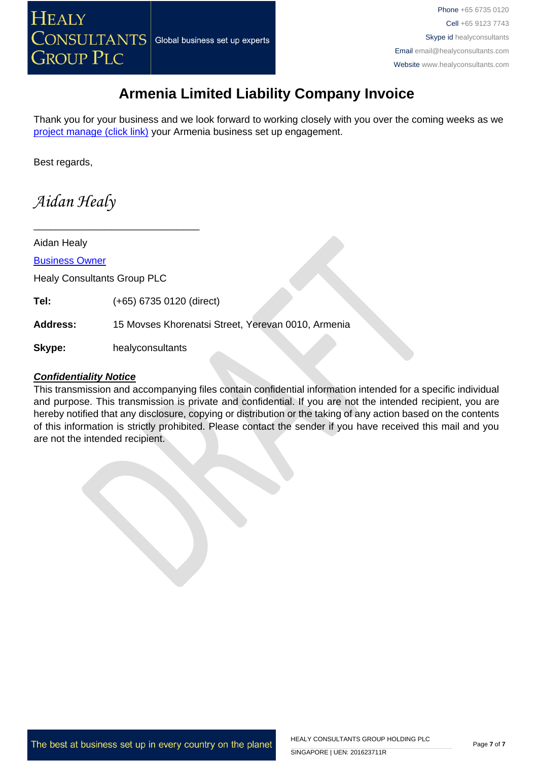# Armenia Limited Liability Company Invoice

Thank you for your business and we look forward to working closely with you over the coming weeks as we [project manage (click link)]() your Armenia business set up engagement.

Best regards,

*Aidan Healy*

______________________________

Aidan Healy

[Business Owner]()

Healy Consultants Group PLC

| | |
|---|---|
| **Tel:** | (+65) 6735 0120 (direct) |
| **Address:** | 15 Movses Khorenatsi Street, Yerevan 0010, Armenia |
| **Skype:** | healyconsultants |

***Confidentiality Notice***

This transmission and accompanying files contain confidential information intended for a specific individual and purpose. This transmission is private and confidential. If you are not the intended recipient, you are hereby notified that any disclosure, copying or distribution or the taking of any action based on the contents of this information is strictly prohibited. Please contact the sender if you have received this mail and you are not the intended recipient.